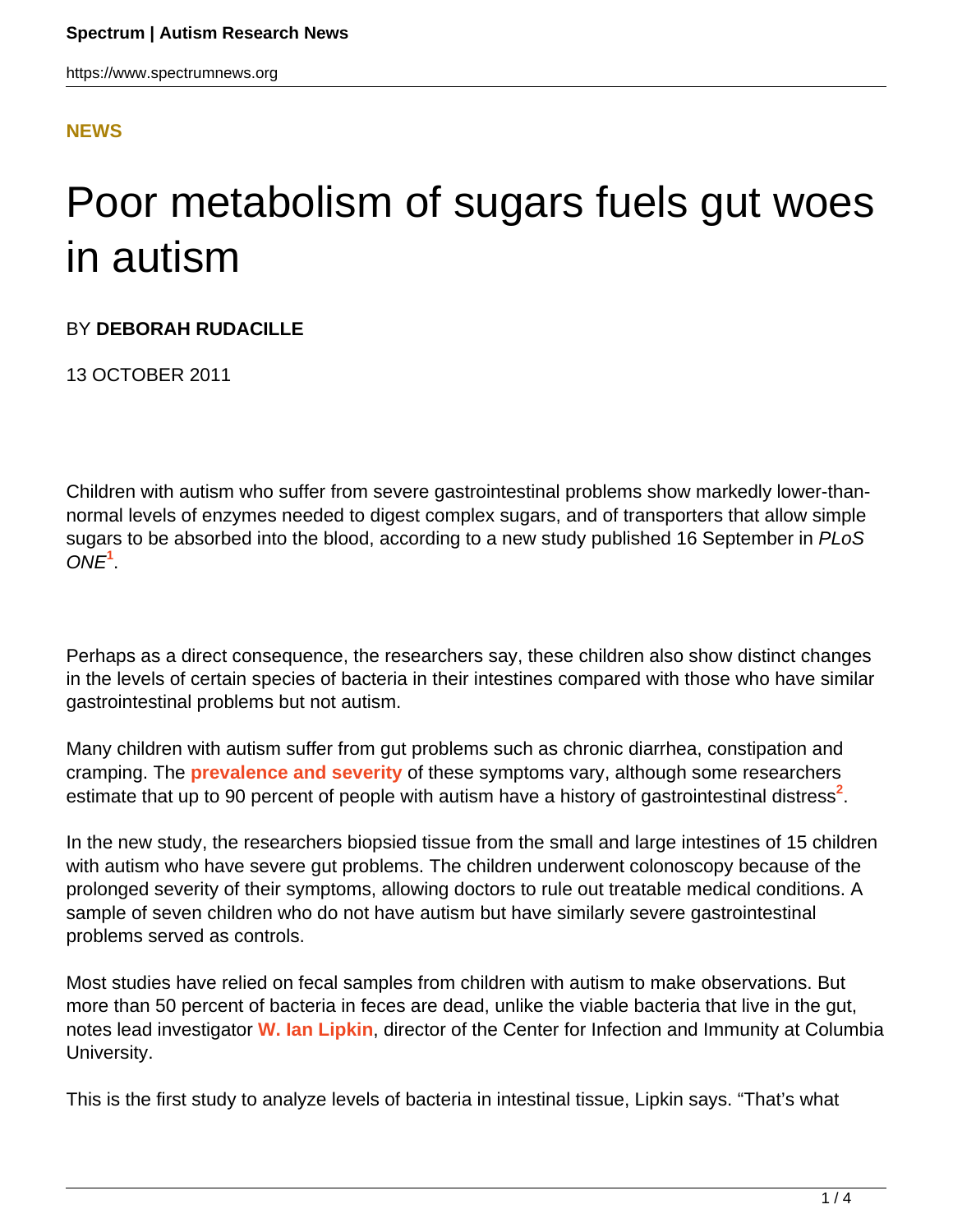**NEWS**

# Poor metabolism of sugars fuels gut woes in autism

BY **DEBORAH RUDACILLE**

13 OCTOBER 2011

Children with autism who suffer from severe gastrointestinal problems show markedly lower-than-normal levels of enzymes needed to digest complex sugars, and of transporters that allow simple sugars to be absorbed into the blood, according to a new study published 16 September in *PLoS ONE*[1].

Perhaps as a direct consequence, the researchers say, these children also show distinct changes in the levels of certain species of bacteria in their intestines compared with those who have similar gastrointestinal problems but not autism.

Many children with autism suffer from gut problems such as chronic diarrhea, constipation and cramping. The **prevalence and severity** of these symptoms vary, although some researchers estimate that up to 90 percent of people with autism have a history of gastrointestinal distress[2].

In the new study, the researchers biopsied tissue from the small and large intestines of 15 children with autism who have severe gut problems. The children underwent colonoscopy because of the prolonged severity of their symptoms, allowing doctors to rule out treatable medical conditions. A sample of seven children who do not have autism but have similarly severe gastrointestinal problems served as controls.

Most studies have relied on fecal samples from children with autism to make observations. But more than 50 percent of bacteria in feces are dead, unlike the viable bacteria that live in the gut, notes lead investigator **W. Ian Lipkin**, director of the Center for Infection and Immunity at Columbia University.

This is the first study to analyze levels of bacteria in intestinal tissue, Lipkin says. "That's what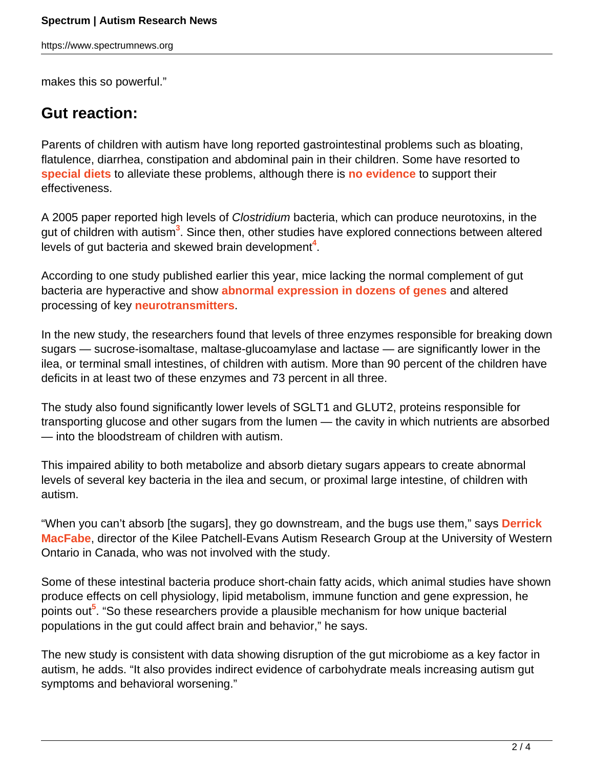makes this so powerful."

## Gut reaction:

Parents of children with autism have long reported gastrointestinal problems such as bloating, flatulence, diarrhea, constipation and abdominal pain in their children. Some have resorted to **special diets** to alleviate these problems, although there is **no evidence** to support their effectiveness.

A 2005 paper reported high levels of *Clostridium* bacteria, which can produce neurotoxins, in the gut of children with autism[3]. Since then, other studies have explored connections between altered levels of gut bacteria and skewed brain development[4].

According to one study published earlier this year, mice lacking the normal complement of gut bacteria are hyperactive and show **abnormal expression in dozens of genes** and altered processing of key **neurotransmitters**.

In the new study, the researchers found that levels of three enzymes responsible for breaking down sugars — sucrose-isomaltase, maltase-glucoamylase and lactase — are significantly lower in the ilea, or terminal small intestines, of children with autism. More than 90 percent of the children have deficits in at least two of these enzymes and 73 percent in all three.

The study also found significantly lower levels of SGLT1 and GLUT2, proteins responsible for transporting glucose and other sugars from the lumen — the cavity in which nutrients are absorbed — into the bloodstream of children with autism.

This impaired ability to both metabolize and absorb dietary sugars appears to create abnormal levels of several key bacteria in the ilea and secum, or proximal large intestine, of children with autism.

"When you can't absorb [the sugars], they go downstream, and the bugs use them," says **Derrick MacFabe**, director of the Kilee Patchell-Evans Autism Research Group at the University of Western Ontario in Canada, who was not involved with the study.

Some of these intestinal bacteria produce short-chain fatty acids, which animal studies have shown produce effects on cell physiology, lipid metabolism, immune function and gene expression, he points out[5]. "So these researchers provide a plausible mechanism for how unique bacterial populations in the gut could affect brain and behavior," he says.

The new study is consistent with data showing disruption of the gut microbiome as a key factor in autism, he adds. "It also provides indirect evidence of carbohydrate meals increasing autism gut symptoms and behavioral worsening."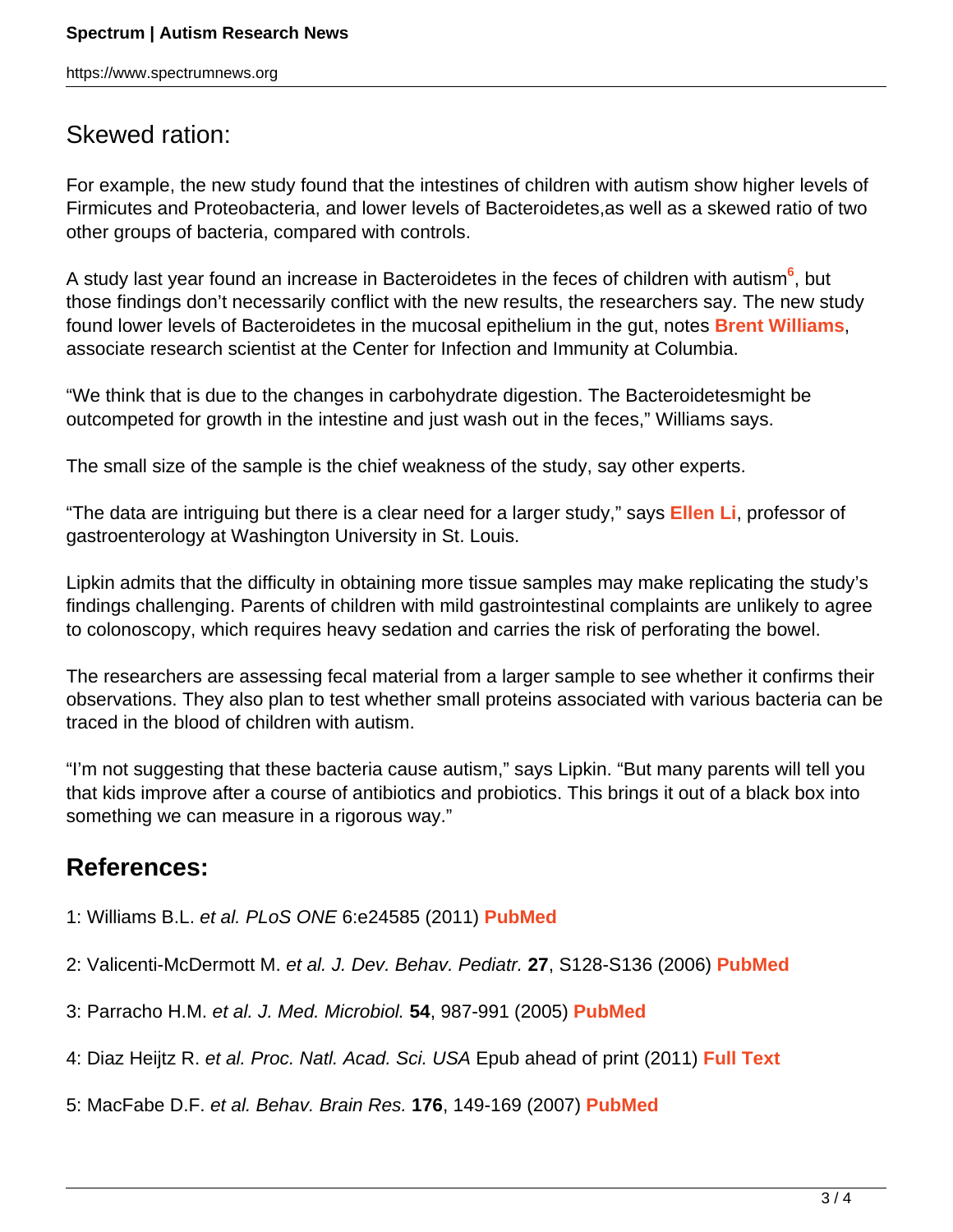## Skewed ration:

For example, the new study found that the intestines of children with autism show higher levels of Firmicutes and Proteobacteria, and lower levels of Bacteroidetes,as well as a skewed ratio of two other groups of bacteria, compared with controls.

A study last year found an increase in Bacteroidetes in the feces of children with autism[6], but those findings don't necessarily conflict with the new results, the researchers say. The new study found lower levels of Bacteroidetes in the mucosal epithelium in the gut, notes **Brent Williams**, associate research scientist at the Center for Infection and Immunity at Columbia.

"We think that is due to the changes in carbohydrate digestion. The Bacteroidetesmight be outcompeted for growth in the intestine and just wash out in the feces," Williams says.

The small size of the sample is the chief weakness of the study, say other experts.

"The data are intriguing but there is a clear need for a larger study," says **Ellen Li**, professor of gastroenterology at Washington University in St. Louis.

Lipkin admits that the difficulty in obtaining more tissue samples may make replicating the study's findings challenging. Parents of children with mild gastrointestinal complaints are unlikely to agree to colonoscopy, which requires heavy sedation and carries the risk of perforating the bowel.

The researchers are assessing fecal material from a larger sample to see whether it confirms their observations. They also plan to test whether small proteins associated with various bacteria can be traced in the blood of children with autism.

"I'm not suggesting that these bacteria cause autism," says Lipkin. "But many parents will tell you that kids improve after a course of antibiotics and probiotics. This brings it out of a black box into something we can measure in a rigorous way."

## References:

1: Williams B.L. *et al. PLoS ONE* 6:e24585 (2011) **PubMed**

2: Valicenti-McDermott M. *et al. J. Dev. Behav. Pediatr.* **27**, S128-S136 (2006) **PubMed**

3: Parracho H.M. *et al. J. Med. Microbiol.* **54**, 987-991 (2005) **PubMed**

4: Diaz Heijtz R. *et al. Proc. Natl. Acad. Sci. USA* Epub ahead of print (2011) **Full Text**

5: MacFabe D.F. *et al. Behav. Brain Res.* **176**, 149-169 (2007) **PubMed**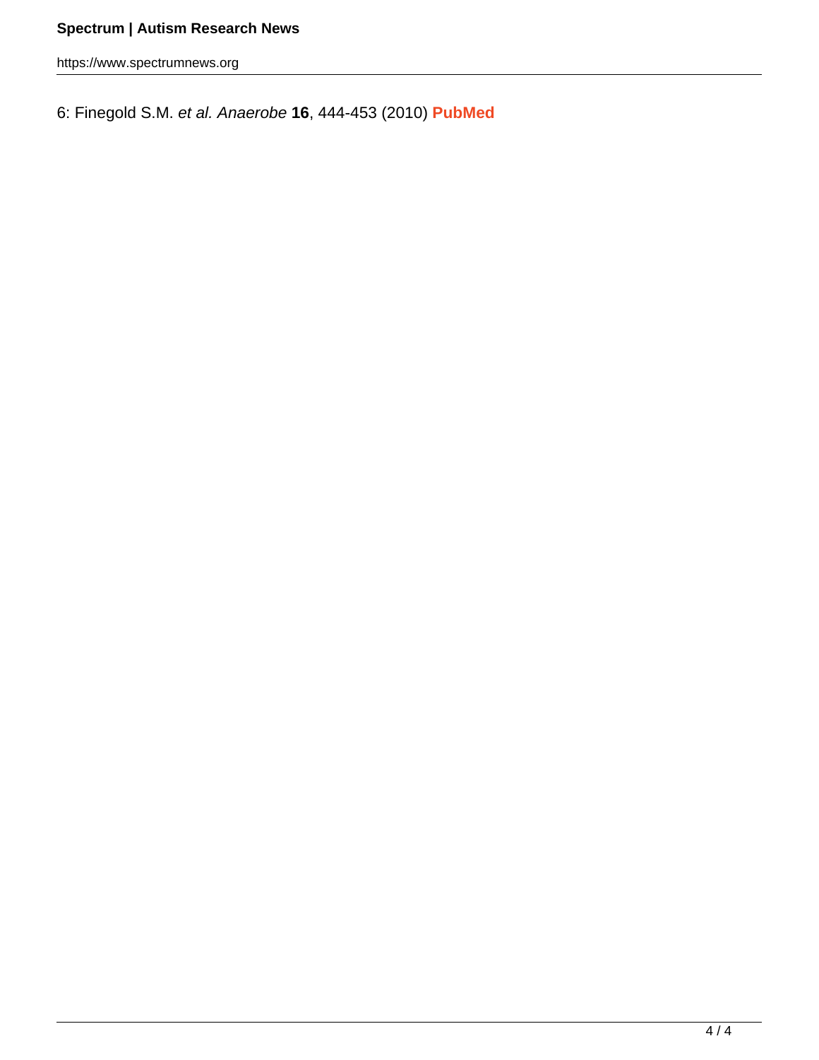6: Finegold S.M. *et al. Anaerobe* **16**, 444-453 (2010) **PubMed**